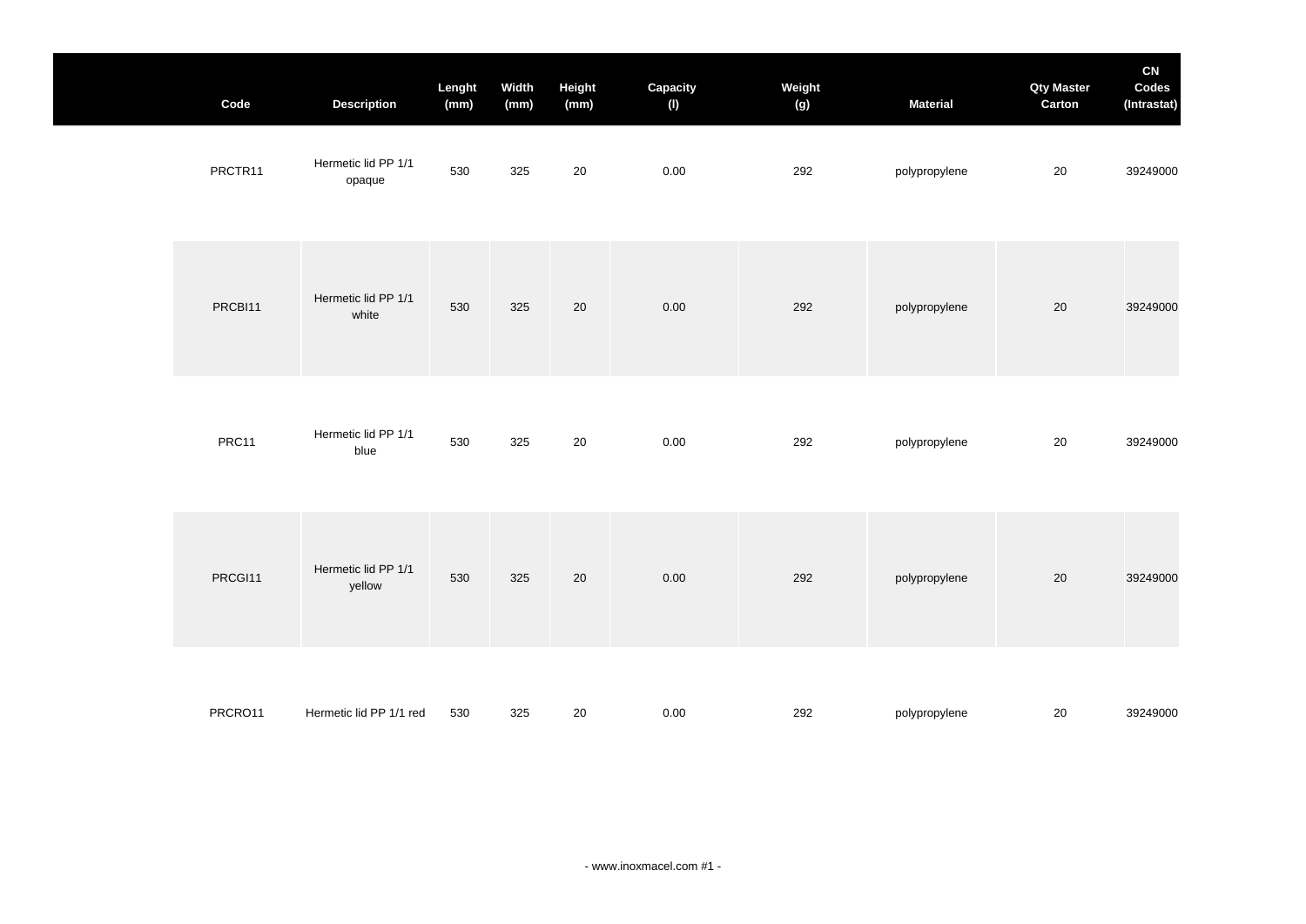| Code | Description | Lenght (mm) | Width (mm) | Height (mm) | Capacity (l) | Weight (g) | Material | Qty Master Carton | CN Codes (Intrastat) |
|---|---|---|---|---|---|---|---|---|---|
| PRCTR11 | Hermetic lid PP 1/1 opaque | 530 | 325 | 20 | 0.00 | 292 | polypropylene | 20 | 39249000 |
| PRCBI11 | Hermetic lid PP 1/1 white | 530 | 325 | 20 | 0.00 | 292 | polypropylene | 20 | 39249000 |
| PRC11 | Hermetic lid PP 1/1 blue | 530 | 325 | 20 | 0.00 | 292 | polypropylene | 20 | 39249000 |
| PRCGI11 | Hermetic lid PP 1/1 yellow | 530 | 325 | 20 | 0.00 | 292 | polypropylene | 20 | 39249000 |
| PRCRO11 | Hermetic lid PP 1/1 red | 530 | 325 | 20 | 0.00 | 292 | polypropylene | 20 | 39249000 |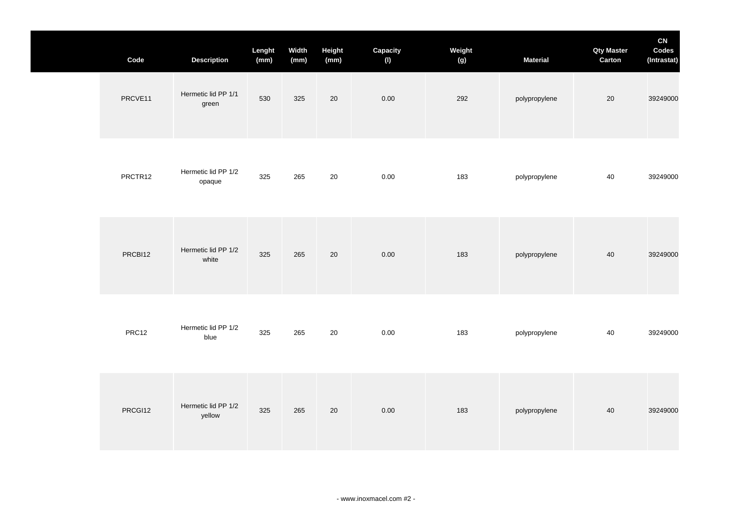| Code | Description | Lenght (mm) | Width (mm) | Height (mm) | Capacity (l) | Weight (g) | Material | Qty Master Carton | CN Codes (Intrastat) |
|---|---|---|---|---|---|---|---|---|---|
| PRCVE11 | Hermetic lid PP 1/1 green | 530 | 325 | 20 | 0.00 | 292 | polypropylene | 20 | 39249000 |
| PRCTR12 | Hermetic lid PP 1/2 opaque | 325 | 265 | 20 | 0.00 | 183 | polypropylene | 40 | 39249000 |
| PRCBI12 | Hermetic lid PP 1/2 white | 325 | 265 | 20 | 0.00 | 183 | polypropylene | 40 | 39249000 |
| PRC12 | Hermetic lid PP 1/2 blue | 325 | 265 | 20 | 0.00 | 183 | polypropylene | 40 | 39249000 |
| PRCGI12 | Hermetic lid PP 1/2 yellow | 325 | 265 | 20 | 0.00 | 183 | polypropylene | 40 | 39249000 |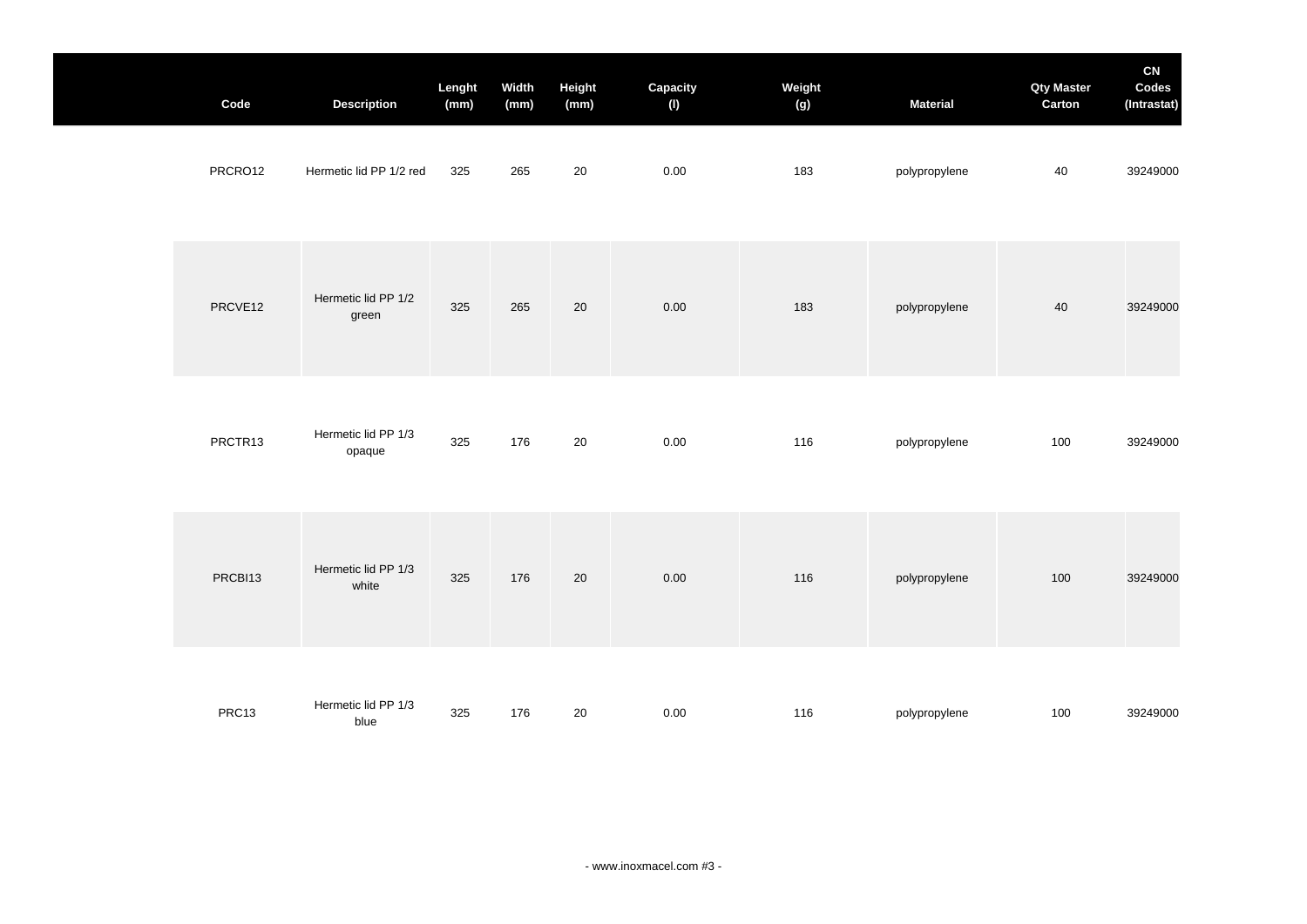| Code | Description | Lenght (mm) | Width (mm) | Height (mm) | Capacity (l) | Weight (g) | Material | Qty Master Carton | CN Codes (Intrastat) |
|---|---|---|---|---|---|---|---|---|---|
| PRCRO12 | Hermetic lid PP 1/2 red | 325 | 265 | 20 | 0.00 | 183 | polypropylene | 40 | 39249000 |
| PRCVE12 | Hermetic lid PP 1/2 green | 325 | 265 | 20 | 0.00 | 183 | polypropylene | 40 | 39249000 |
| PRCTR13 | Hermetic lid PP 1/3 opaque | 325 | 176 | 20 | 0.00 | 116 | polypropylene | 100 | 39249000 |
| PRCBI13 | Hermetic lid PP 1/3 white | 325 | 176 | 20 | 0.00 | 116 | polypropylene | 100 | 39249000 |
| PRC13 | Hermetic lid PP 1/3 blue | 325 | 176 | 20 | 0.00 | 116 | polypropylene | 100 | 39249000 |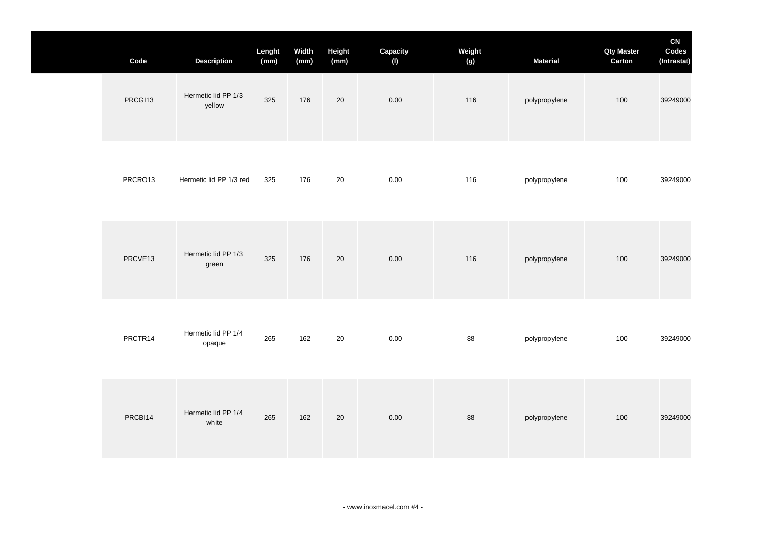| Code | Description | Lenght (mm) | Width (mm) | Height (mm) | Capacity (l) | Weight (g) | Material | Qty Master Carton | CN Codes (Intrastat) |
|---|---|---|---|---|---|---|---|---|---|
| PRCGI13 | Hermetic lid PP 1/3 yellow | 325 | 176 | 20 | 0.00 | 116 | polypropylene | 100 | 39249000 |
| PRCRO13 | Hermetic lid PP 1/3 red | 325 | 176 | 20 | 0.00 | 116 | polypropylene | 100 | 39249000 |
| PRCVE13 | Hermetic lid PP 1/3 green | 325 | 176 | 20 | 0.00 | 116 | polypropylene | 100 | 39249000 |
| PRCTR14 | Hermetic lid PP 1/4 opaque | 265 | 162 | 20 | 0.00 | 88 | polypropylene | 100 | 39249000 |
| PRCBI14 | Hermetic lid PP 1/4 white | 265 | 162 | 20 | 0.00 | 88 | polypropylene | 100 | 39249000 |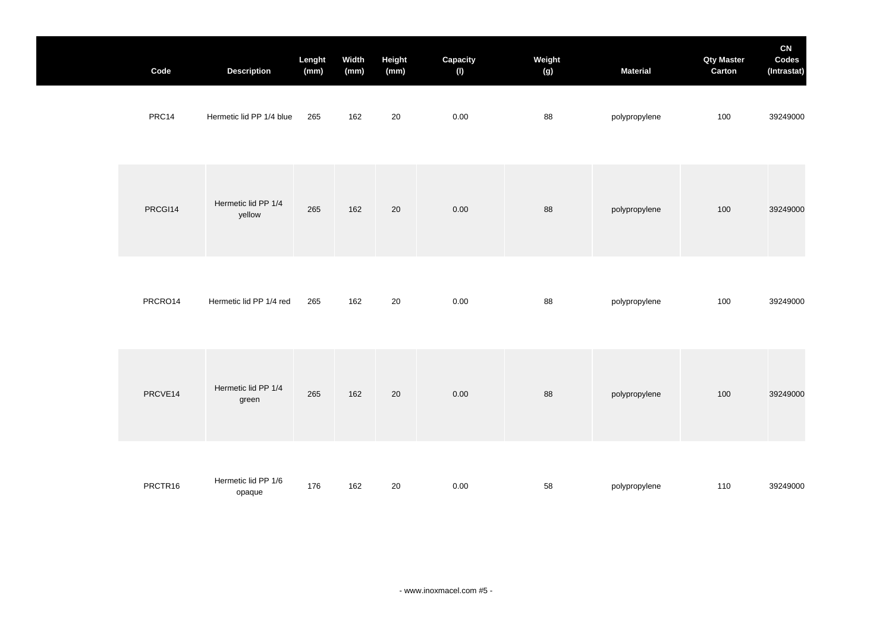| Code | Description | Lenght (mm) | Width (mm) | Height (mm) | Capacity (l) | Weight (g) | Material | Qty Master Carton | CN Codes (Intrastat) |
|---|---|---|---|---|---|---|---|---|---|
| PRC14 | Hermetic lid PP 1/4 blue | 265 | 162 | 20 | 0.00 | 88 | polypropylene | 100 | 39249000 |
| PRCGI14 | Hermetic lid PP 1/4 yellow | 265 | 162 | 20 | 0.00 | 88 | polypropylene | 100 | 39249000 |
| PRCRO14 | Hermetic lid PP 1/4 red | 265 | 162 | 20 | 0.00 | 88 | polypropylene | 100 | 39249000 |
| PRCVE14 | Hermetic lid PP 1/4 green | 265 | 162 | 20 | 0.00 | 88 | polypropylene | 100 | 39249000 |
| PRCTR16 | Hermetic lid PP 1/6 opaque | 176 | 162 | 20 | 0.00 | 58 | polypropylene | 110 | 39249000 |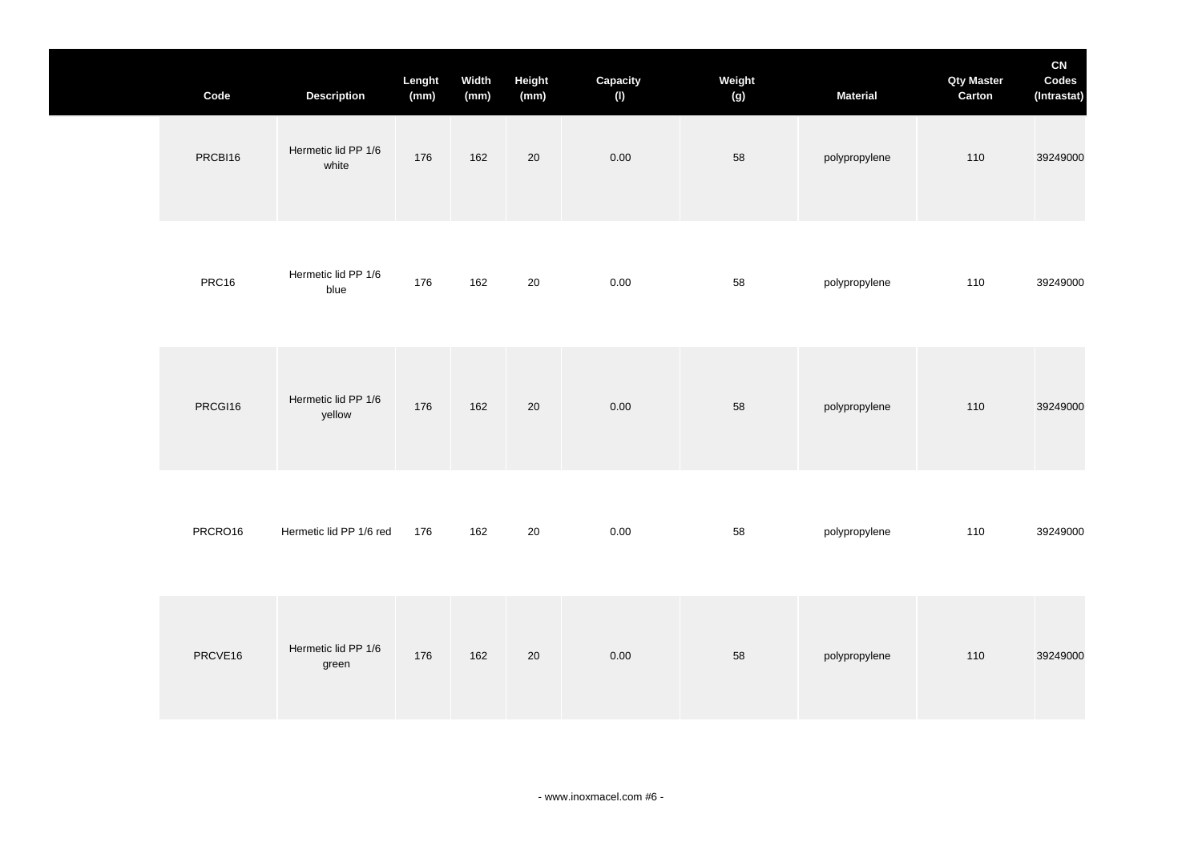| Code | Description | Lenght (mm) | Width (mm) | Height (mm) | Capacity (l) | Weight (g) | Material | Qty Master Carton | CN Codes (Intrastat) |
|---|---|---|---|---|---|---|---|---|---|
| PRCBI16 | Hermetic lid PP 1/6 white | 176 | 162 | 20 | 0.00 | 58 | polypropylene | 110 | 39249000 |
| PRC16 | Hermetic lid PP 1/6 blue | 176 | 162 | 20 | 0.00 | 58 | polypropylene | 110 | 39249000 |
| PRCGI16 | Hermetic lid PP 1/6 yellow | 176 | 162 | 20 | 0.00 | 58 | polypropylene | 110 | 39249000 |
| PRCRO16 | Hermetic lid PP 1/6 red | 176 | 162 | 20 | 0.00 | 58 | polypropylene | 110 | 39249000 |
| PRCVE16 | Hermetic lid PP 1/6 green | 176 | 162 | 20 | 0.00 | 58 | polypropylene | 110 | 39249000 |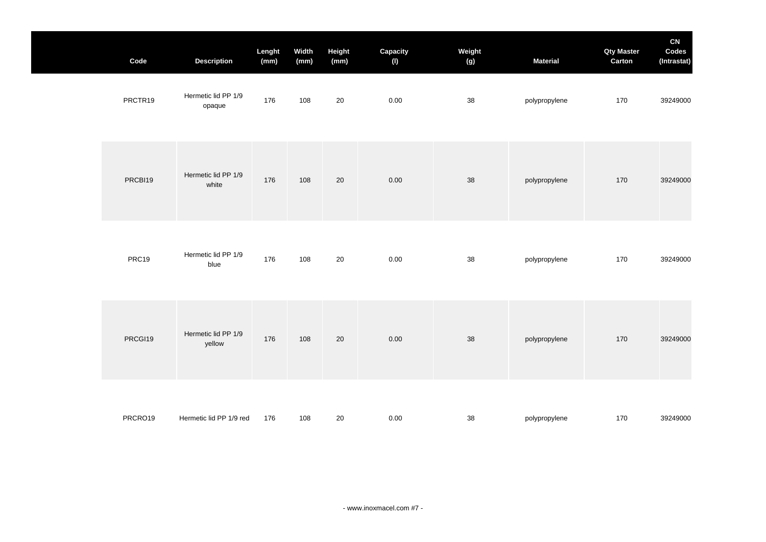| Code | Description | Lenght (mm) | Width (mm) | Height (mm) | Capacity (l) | Weight (g) | Material | Qty Master Carton | CN Codes (Intrastat) |
|---|---|---|---|---|---|---|---|---|---|
| PRCTR19 | Hermetic lid PP 1/9 opaque | 176 | 108 | 20 | 0.00 | 38 | polypropylene | 170 | 39249000 |
| PRCBI19 | Hermetic lid PP 1/9 white | 176 | 108 | 20 | 0.00 | 38 | polypropylene | 170 | 39249000 |
| PRC19 | Hermetic lid PP 1/9 blue | 176 | 108 | 20 | 0.00 | 38 | polypropylene | 170 | 39249000 |
| PRCGI19 | Hermetic lid PP 1/9 yellow | 176 | 108 | 20 | 0.00 | 38 | polypropylene | 170 | 39249000 |
| PRCRO19 | Hermetic lid PP 1/9 red | 176 | 108 | 20 | 0.00 | 38 | polypropylene | 170 | 39249000 |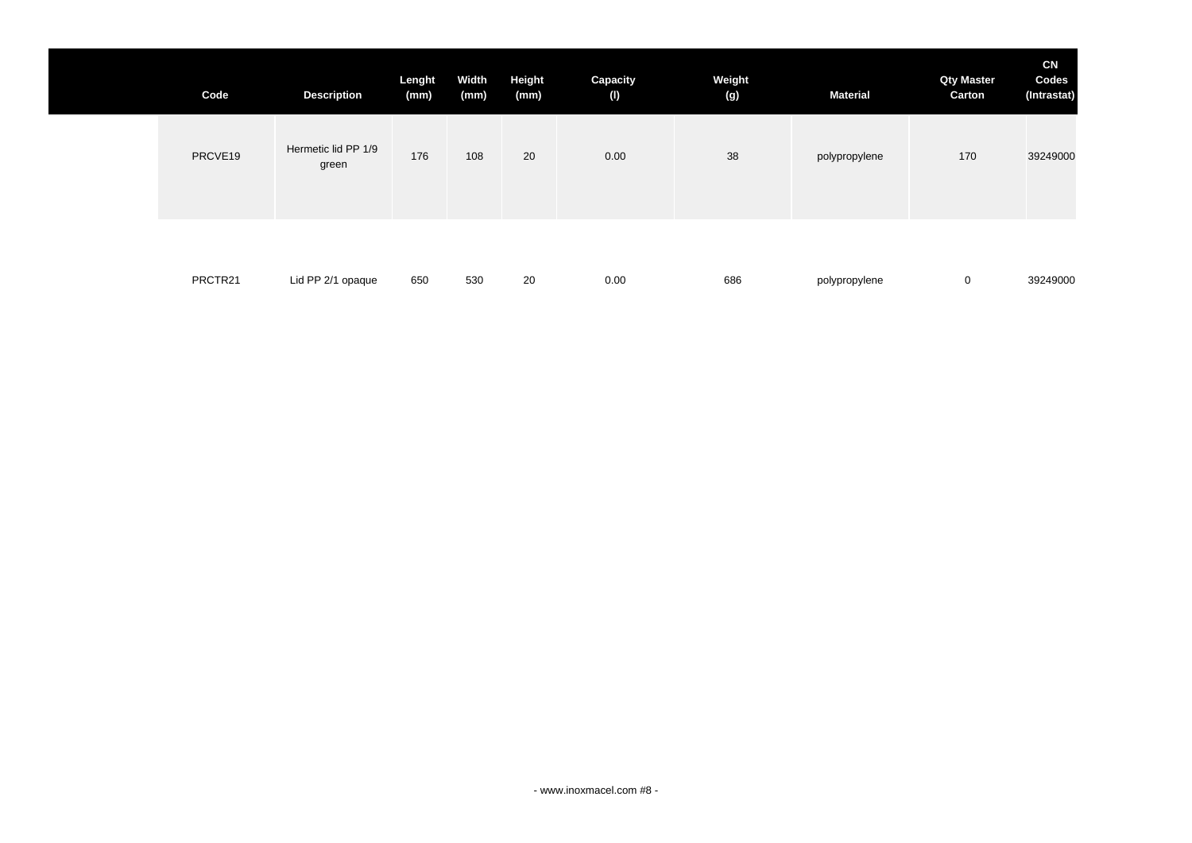| Code | Description | Lenght (mm) | Width (mm) | Height (mm) | Capacity (l) | Weight (g) | Material | Qty Master Carton | CN Codes (Intrastat) |
|---|---|---|---|---|---|---|---|---|---|
| PRCVE19 | Hermetic lid PP 1/9 green | 176 | 108 | 20 | 0.00 | 38 | polypropylene | 170 | 39249000 |
| PRCTR21 | Lid PP 2/1 opaque | 650 | 530 | 20 | 0.00 | 686 | polypropylene | 0 | 39249000 |

- www.inoxmacel.com #8 -